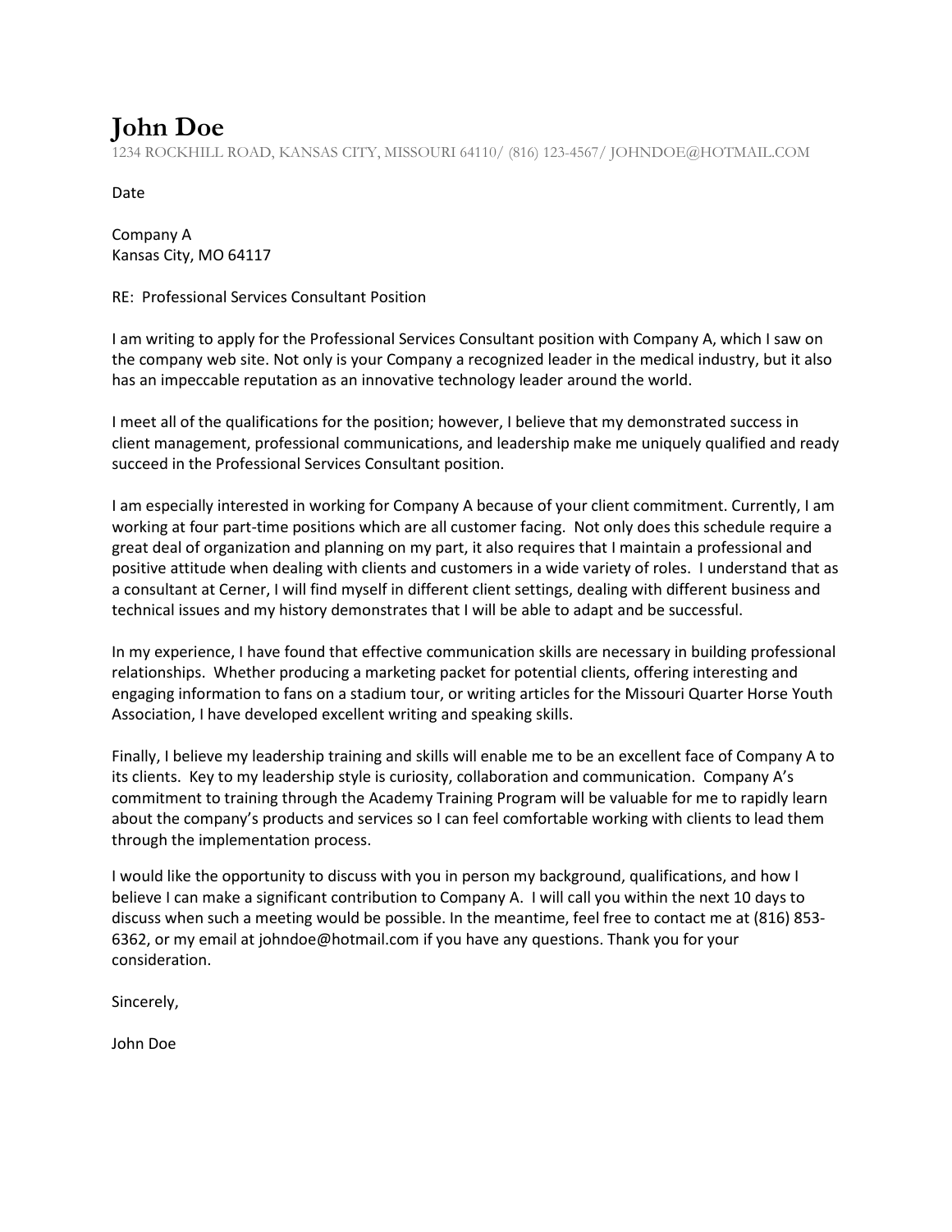# John Doe

1234 ROCKHILL ROAD, KANSAS CITY, MISSOURI 64110/ (816) 123-4567/ JOHNDOE@HOTMAIL.COM

Date

Company A
Kansas City, MO 64117

RE: Professional Services Consultant Position

I am writing to apply for the Professional Services Consultant position with Company A, which I saw on the company web site. Not only is your Company a recognized leader in the medical industry, but it also has an impeccable reputation as an innovative technology leader around the world.

I meet all of the qualifications for the position; however, I believe that my demonstrated success in client management, professional communications, and leadership make me uniquely qualified and ready succeed in the Professional Services Consultant position.

I am especially interested in working for Company A because of your client commitment. Currently, I am working at four part-time positions which are all customer facing. Not only does this schedule require a great deal of organization and planning on my part, it also requires that I maintain a professional and positive attitude when dealing with clients and customers in a wide variety of roles. I understand that as a consultant at Cerner, I will find myself in different client settings, dealing with different business and technical issues and my history demonstrates that I will be able to adapt and be successful.

In my experience, I have found that effective communication skills are necessary in building professional relationships. Whether producing a marketing packet for potential clients, offering interesting and engaging information to fans on a stadium tour, or writing articles for the Missouri Quarter Horse Youth Association, I have developed excellent writing and speaking skills.

Finally, I believe my leadership training and skills will enable me to be an excellent face of Company A to its clients. Key to my leadership style is curiosity, collaboration and communication. Company A's commitment to training through the Academy Training Program will be valuable for me to rapidly learn about the company's products and services so I can feel comfortable working with clients to lead them through the implementation process.

I would like the opportunity to discuss with you in person my background, qualifications, and how I believe I can make a significant contribution to Company A. I will call you within the next 10 days to discuss when such a meeting would be possible. In the meantime, feel free to contact me at (816) 853-6362, or my email at johndoe@hotmail.com if you have any questions. Thank you for your consideration.

Sincerely,

John Doe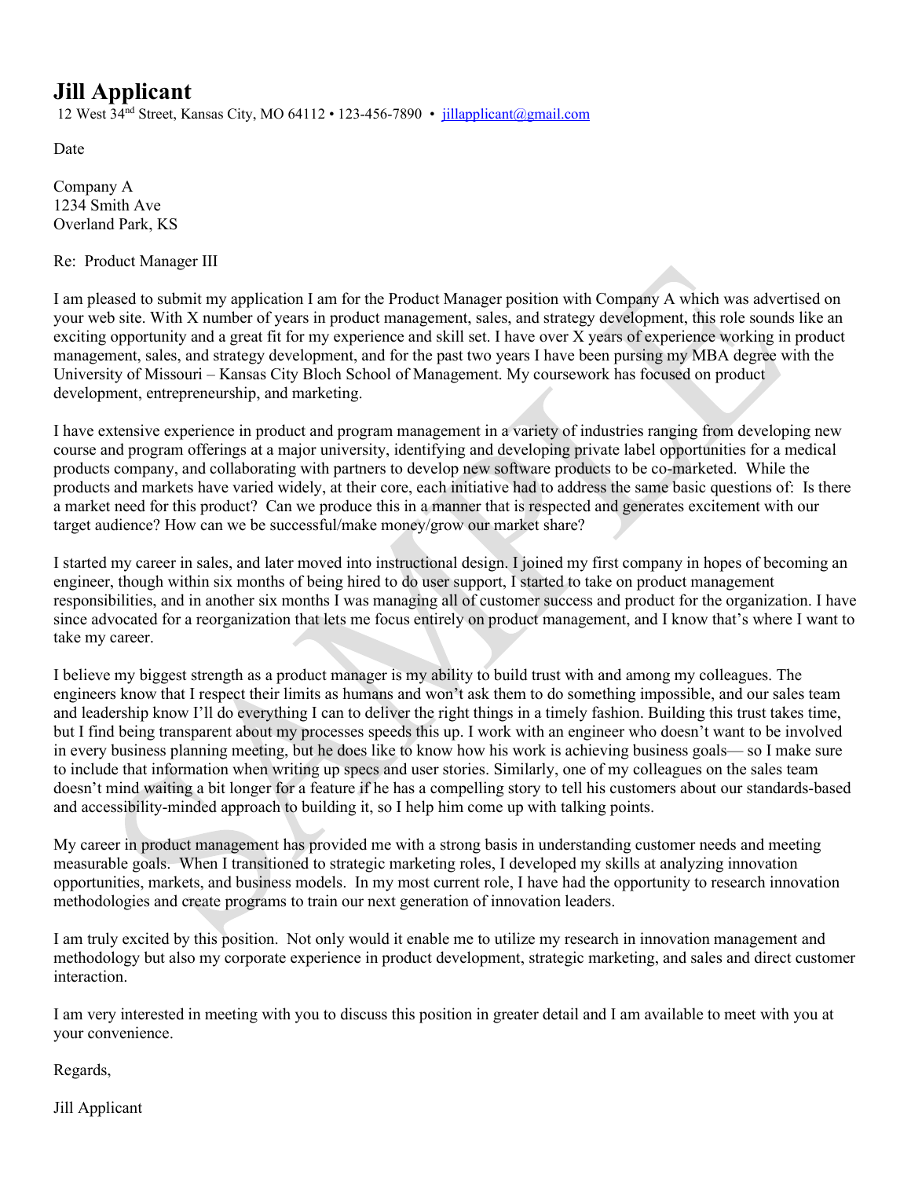# Jill Applicant

12 West 34$^{nd}$ Street, Kansas City, MO 64112 • 123-456-7890 • jillapplicant@gmail.com

Date

Company A
1234 Smith Ave
Overland Park, KS

Re: Product Manager III

I am pleased to submit my application I am for the Product Manager position with Company A which was advertised on your web site. With X number of years in product management, sales, and strategy development, this role sounds like an exciting opportunity and a great fit for my experience and skill set. I have over X years of experience working in product management, sales, and strategy development, and for the past two years I have been pursing my MBA degree with the University of Missouri – Kansas City Bloch School of Management. My coursework has focused on product development, entrepreneurship, and marketing.

I have extensive experience in product and program management in a variety of industries ranging from developing new course and program offerings at a major university, identifying and developing private label opportunities for a medical products company, and collaborating with partners to develop new software products to be co-marketed. While the products and markets have varied widely, at their core, each initiative had to address the same basic questions of: Is there a market need for this product? Can we produce this in a manner that is respected and generates excitement with our target audience? How can we be successful/make money/grow our market share?

I started my career in sales, and later moved into instructional design. I joined my first company in hopes of becoming an engineer, though within six months of being hired to do user support, I started to take on product management responsibilities, and in another six months I was managing all of customer success and product for the organization. I have since advocated for a reorganization that lets me focus entirely on product management, and I know that's where I want to take my career.

I believe my biggest strength as a product manager is my ability to build trust with and among my colleagues. The engineers know that I respect their limits as humans and won't ask them to do something impossible, and our sales team and leadership know I'll do everything I can to deliver the right things in a timely fashion. Building this trust takes time, but I find being transparent about my processes speeds this up. I work with an engineer who doesn't want to be involved in every business planning meeting, but he does like to know how his work is achieving business goals— so I make sure to include that information when writing up specs and user stories. Similarly, one of my colleagues on the sales team doesn't mind waiting a bit longer for a feature if he has a compelling story to tell his customers about our standards-based and accessibility-minded approach to building it, so I help him come up with talking points.

My career in product management has provided me with a strong basis in understanding customer needs and meeting measurable goals. When I transitioned to strategic marketing roles, I developed my skills at analyzing innovation opportunities, markets, and business models. In my most current role, I have had the opportunity to research innovation methodologies and create programs to train our next generation of innovation leaders.

I am truly excited by this position. Not only would it enable me to utilize my research in innovation management and methodology but also my corporate experience in product development, strategic marketing, and sales and direct customer interaction.

I am very interested in meeting with you to discuss this position in greater detail and I am available to meet with you at your convenience.

Regards,

Jill Applicant